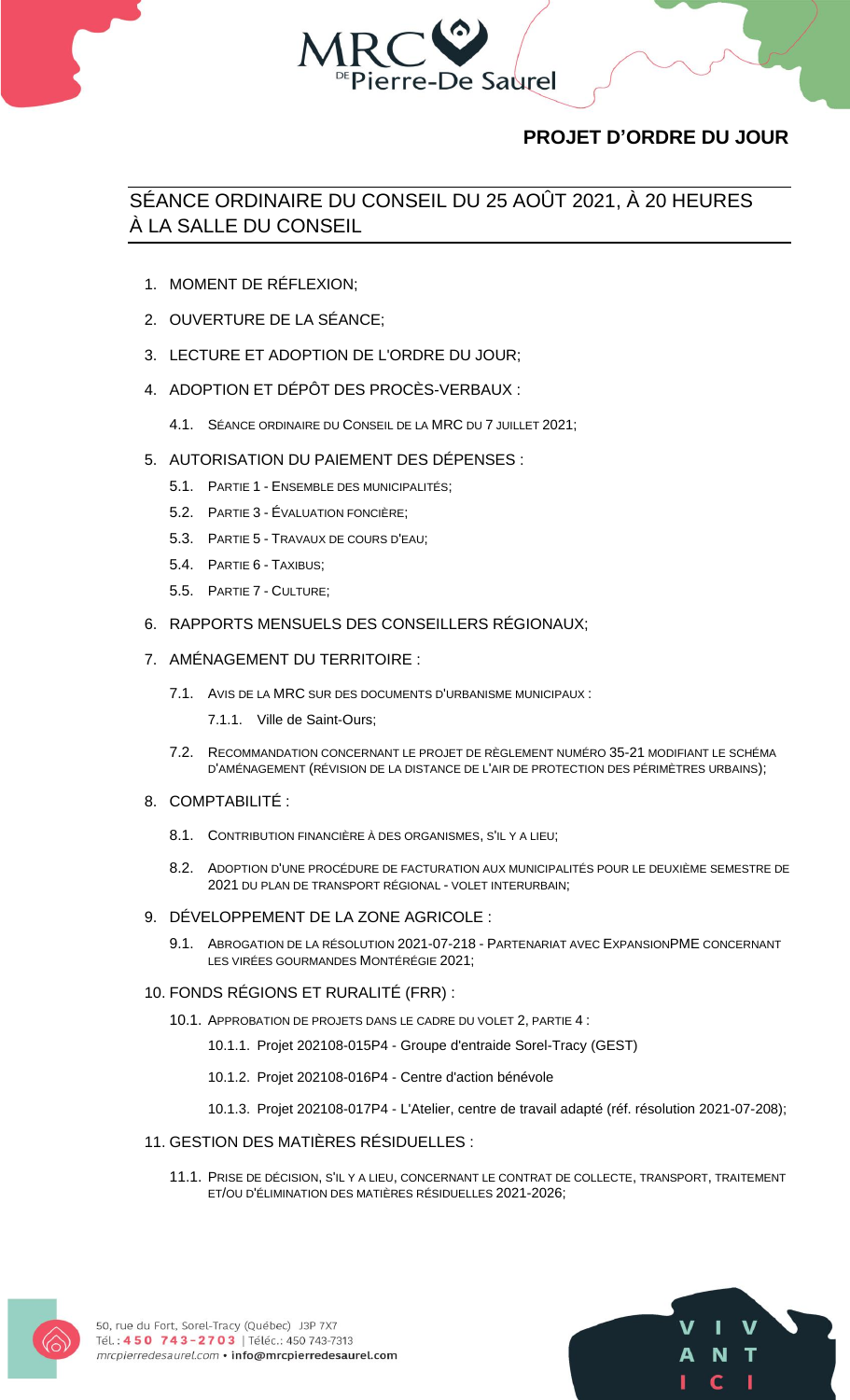## PROJET D'ORDRE DU JOUR

# SÉANCE ORDINAIRE DU CONSEIL DU 25 AOÛT 2021, À 20 HEURES À LA SALLE DU CONSEIL

1. MOMENT DE RÉFLEXION;
2. OUVERTURE DE LA SÉANCE;
3. LECTURE ET ADOPTION DE L'ORDRE DU JOUR;
4. ADOPTION ET DÉPÔT DES PROCÈS-VERBAUX :
   - 4.1. SÉANCE ORDINAIRE DU CONSEIL DE LA MRC DU 7 JUILLET 2021;
5. AUTORISATION DU PAIEMENT DES DÉPENSES :
   - 5.1. PARTIE 1 - ENSEMBLE DES MUNICIPALITÉS;
   - 5.2. PARTIE 3 - ÉVALUATION FONCIÈRE;
   - 5.3. PARTIE 5 - TRAVAUX DE COURS D'EAU;
   - 5.4. PARTIE 6 - TAXIBUS;
   - 5.5. PARTIE 7 - CULTURE;
6. RAPPORTS MENSUELS DES CONSEILLERS RÉGIONAUX;
7. AMÉNAGEMENT DU TERRITOIRE :
   - 7.1. AVIS DE LA MRC SUR DES DOCUMENTS D'URBANISME MUNICIPAUX :
     - 7.1.1. Ville de Saint-Ours;
   - 7.2. RECOMMANDATION CONCERNANT LE PROJET DE RÈGLEMENT NUMÉRO 35-21 MODIFIANT LE SCHÉMA D'AMÉNAGEMENT (RÉVISION DE LA DISTANCE DE L'AIR DE PROTECTION DES PÉRIMÈTRES URBAINS);
8. COMPTABILITÉ :
   - 8.1. CONTRIBUTION FINANCIÈRE À DES ORGANISMES, S'IL Y A LIEU;
   - 8.2. ADOPTION D'UNE PROCÉDURE DE FACTURATION AUX MUNICIPALITÉS POUR LE DEUXIÈME SEMESTRE DE 2021 DU PLAN DE TRANSPORT RÉGIONAL - VOLET INTERURBAIN;
9. DÉVELOPPEMENT DE LA ZONE AGRICOLE :
   - 9.1. ABROGATION DE LA RÉSOLUTION 2021-07-218 - PARTENARIAT AVEC EXPANSIONPME CONCERNANT LES VIRÉES GOURMANDES MONTÉRÉGIE 2021;
10. FONDS RÉGIONS ET RURALITÉ (FRR) :
    - 10.1. APPROBATION DE PROJETS DANS LE CADRE DU VOLET 2, PARTIE 4 :
      - 10.1.1. Projet 202108-015P4 - Groupe d'entraide Sorel-Tracy (GEST)
      - 10.1.2. Projet 202108-016P4 - Centre d'action bénévole
      - 10.1.3. Projet 202108-017P4 - L'Atelier, centre de travail adapté (réf. résolution 2021-07-208);
11. GESTION DES MATIÈRES RÉSIDUELLES :
    - 11.1. PRISE DE DÉCISION, S'IL Y A LIEU, CONCERNANT LE CONTRAT DE COLLECTE, TRANSPORT, TRAITEMENT ET/OU D'ÉLIMINATION DES MATIÈRES RÉSIDUELLES 2021-2026;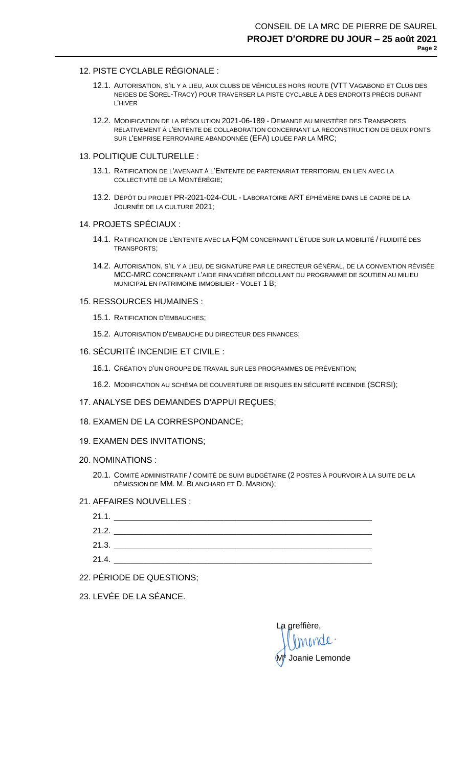12. PISTE CYCLABLE RÉGIONALE :

    12.1. AUTORISATION, S'IL Y A LIEU, AUX CLUBS DE VÉHICULES HORS ROUTE (VTT VAGABOND ET CLUB DES NEIGES DE SOREL-TRACY) POUR TRAVERSER LA PISTE CYCLABLE À DES ENDROITS PRÉCIS DURANT L'HIVER

    12.2. MODIFICATION DE LA RÉSOLUTION 2021-06-189 - DEMANDE AU MINISTÈRE DES TRANSPORTS RELATIVEMENT À L'ENTENTE DE COLLABORATION CONCERNANT LA RECONSTRUCTION DE DEUX PONTS SUR L'EMPRISE FERROVIAIRE ABANDONNÉE (EFA) LOUÉE PAR LA MRC;

13. POLITIQUE CULTURELLE :

    13.1. RATIFICATION DE L'AVENANT À L'ENTENTE DE PARTENARIAT TERRITORIAL EN LIEN AVEC LA COLLECTIVITÉ DE LA MONTÉRÉGIE;

    13.2. DÉPÔT DU PROJET PR-2021-024-CUL - LABORATOIRE ART ÉPHÉMÈRE DANS LE CADRE DE LA JOURNÉE DE LA CULTURE 2021;

14. PROJETS SPÉCIAUX :

    14.1. RATIFICATION DE L'ENTENTE AVEC LA FQM CONCERNANT L'ÉTUDE SUR LA MOBILITÉ / FLUIDITÉ DES TRANSPORTS;

    14.2. AUTORISATION, S'IL Y A LIEU, DE SIGNATURE PAR LE DIRECTEUR GÉNÉRAL, DE LA CONVENTION RÉVISÉE MCC-MRC CONCERNANT L'AIDE FINANCIÈRE DÉCOULANT DU PROGRAMME DE SOUTIEN AU MILIEU MUNICIPAL EN PATRIMOINE IMMOBILIER - VOLET 1 B;

15. RESSOURCES HUMAINES :

    15.1. RATIFICATION D'EMBAUCHES;

    15.2. AUTORISATION D'EMBAUCHE DU DIRECTEUR DES FINANCES;

16. SÉCURITÉ INCENDIE ET CIVILE :

    16.1. CRÉATION D'UN GROUPE DE TRAVAIL SUR LES PROGRAMMES DE PRÉVENTION;

    16.2. MODIFICATION AU SCHÉMA DE COUVERTURE DE RISQUES EN SÉCURITÉ INCENDIE (SCRSI);

17. ANALYSE DES DEMANDES D'APPUI REÇUES;

18. EXAMEN DE LA CORRESPONDANCE;

19. EXAMEN DES INVITATIONS;

20. NOMINATIONS :

    20.1. COMITÉ ADMINISTRATIF / COMITÉ DE SUIVI BUDGÉTAIRE (2 POSTES À POURVOIR À LA SUITE DE LA DÉMISSION DE MM. M. BLANCHARD ET D. MARION);

21. AFFAIRES NOUVELLES :

    21.1. ______________________________

    21.2. ______________________________

    21.3. ______________________________

    21.4. ______________________________

22. PÉRIODE DE QUESTIONS;

23. LEVÉE DE LA SÉANCE.

La greffière,

Me Joanie Lemonde